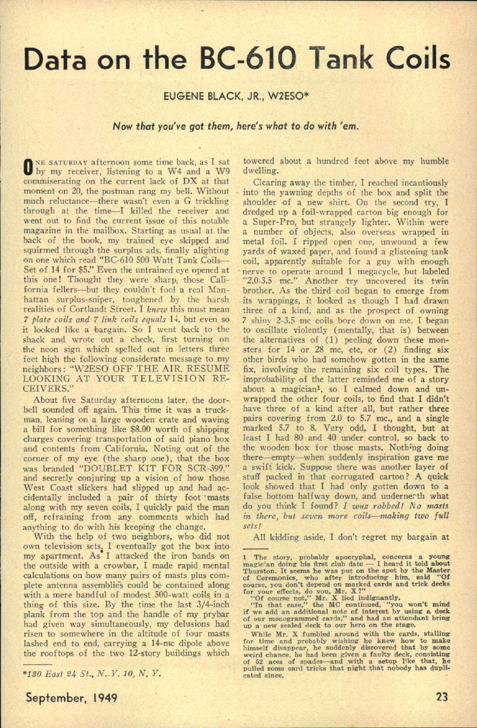# Data on the BC-610 Tank Coils

EUGENE BLACK, JR., W2ESO*

*Now that you've got them, here's what to do with 'em.*

ONE SATURDAY afternoon some time back, as I sat by my receiver, listening to a W4 and a W9 commiserating on the current lack of DX at that moment on 20, the postman rang my bell. Without much reluctance—there wasn't even a G trickling through at the time—I killed the receiver and went out to find the current issue of this notable magazine in the mailbox. Starting as usual at the back of the book, my trained eye skipped and squirmed through the surplus ads, finally alighting on one which read "BC-610 500 Watt Tank Coils—Set of 14 for $5." Even the untrained eye opened at this one! Thought they were sharp, those California fellers—but they couldn't fool a real Manhattan surplus-sniper, toughened by the harsh realities of Cortlandt Street. I *knew* this must mean *7 plate coils and 7 link coils equals* 14, but even so it looked like a bargain. So I went back to the shack and wrote out a check, first turning on the neon sign which spelled out in letters three feet high the following considerate message to my neighbors: "W2ESO OFF THE AIR. RESUME LOOKING AT YOUR TELEVISION RECEIVERS."

About five Saturday afternoons later, the doorbell sounded off again. This time it was a truckman, leaning on a large wooden crate and waving a bill for something like $8.00 worth of shipping charges covering transportation of said piano box and contents from California. Noting out of the corner of my eye (the sharp one), that the box was branded "DOUBLET KIT FOR SCR-399," and secretly conjuring up a vision of how those West Coast slickers had slipped up and had accidentally included a pair of thirty foot masts along with my seven coils, I quickly paid the man off, refraining from any comments which had anything to do with his keeping the change.

With the help of two neighbors, who did not own television sets, I eventually got the box into my apartment. As I attacked the iron bands on the outside with a crowbar, I made rapid mental calculations on how many pairs of masts plus complete antenna assemblies could be contained along with a mere handful of modest 500-watt coils in a thing of this size. By the time the last 3/4-inch plank from the top and the handle of my prybar had given way simultaneously, my delusions had risen to somewhere in the altitude of four masts lashed end to end, carrying a 14-mc dipole above the rooftops of the two 12-story buildings which towered about a hundred feet above my humble dwelling.

Clearing away the timber, I reached incautiously into the yawning depths of the box and split the shoulder of a new shirt. On the second try, I dredged up a foil-wrapped carton big enough for a Super-Pro, but strangely lighter. Within were a number of objects, also overseas wrapped in metal foil. I ripped open one, unwound a few yards of waxed paper, and found a glistening tank coil, apparently suitable for a guy with enough nerve to operate around 1 megacycle, but labeled "2.0-3.5 mc." Another try uncovered its twin brother. As the third coil began to emerge from its wrappings, it looked as though I had drawn three of a kind, and as the prospect of owning 7 shiny 2-3.5 mc coils bore down on me, I began to oscillate violently (mentally, that is) between the alternatives of (1) peeling down these monsters for 14 or 28 mc, etc, or (2) finding six other birds who had somehow gotten in the same fix, involving the remaining six coil types. The improbability of the latter reminded me of a story about a magician[1], so I calmed down and unwrapped the other four coils, to find that I didn't have three of a kind after all, but rather three pairs covering from 2.0 to 5.7 mc., and a single marked 5.7 to 8. Very odd, I thought, but at least I had 80 and 40 under control, so back to the wooden box for those masts. Nothing doing there—empty—when suddenly inspiration gave me a swift kick. Suppose there was another layer of stuff packed in that corrugated carton? A quick look showed that I had only gotten down to a false bottom halfway down, and underneath what do you think I found? *I wuz robbed! No masts in there, but seven more coils—making two full sets!*

All kidding aside, I don't regret my bargain at

---

*130 East 24 St., N. Y. 10, N. Y.

[1] The story, probably apocryphal, concerns a young magician doing his first club date — I heard it told about Thurston. It seems he was put on the spot by the Master of Ceremonies, who after introducing him, said "Of course, you don't depend on marked cards and trick decks for your effects, do you, Mr. X?"

"Of course not," Mr. X lied indignantly.

"In that case," the MC continued, "you won't mind if we add an additional note of interest by using a deck of our monogrammed cards," and had an attendant bring up a new sealed deck to our hero on the stage.

While Mr. X fumbled around with the cards, stalling for time and probably wishing he knew how to make himself disappear, he suddenly discovered that by some weird chance, he had been given a faulty deck, consisting of 52 aces of spades—and with a setup like that, he pulled some card tricks that night that nobody has duplicated since.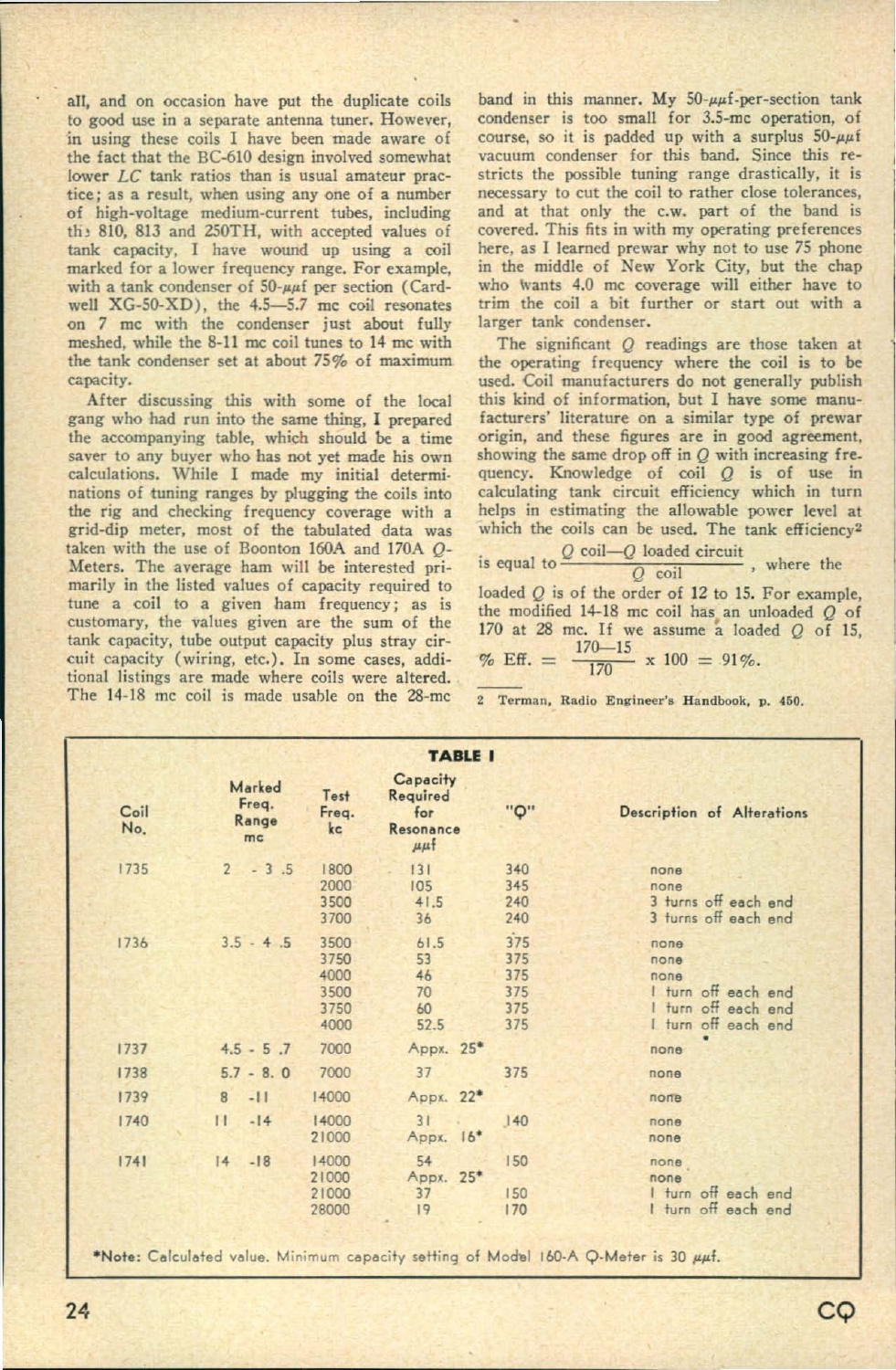all, and on occasion have put the duplicate coils to good use in a separate antenna tuner. However, in using these coils I have been made aware of the fact that the BC-610 design involved somewhat lower *LC* tank ratios than is usual amateur practice; as a result, when using any one of a number of high-voltage medium-current tubes, including the 810, 813 and 250TH, with accepted values of tank capacity, I have wound up using a coil marked for a lower frequency range. For example, with a tank condenser of 50-$\mu\mu$f per section (Cardwell XG-50-XD), the 4.5—5.7 mc coil resonates on 7 mc with the condenser just about fully meshed, while the 8-11 mc coil tunes to 14 mc with the tank condenser set at about 75% of maximum capacity.

After discussing this with some of the local gang who had run into the same thing, I prepared the accompanying table, which should be a time saver to any buyer who has not yet made his own calculations. While I made my initial determinations of tuning ranges by plugging the coils into the rig and checking frequency coverage with a grid-dip meter, most of the tabulated data was taken with the use of Boonton 160A and 170A *Q*-Meters. The average ham will be interested primarily in the listed values of capacity required to tune a coil to a given ham frequency; as is customary, the values given are the sum of the tank capacity, tube output capacity plus stray circuit capacity (wiring, etc.). In some cases, additional listings are made where coils were altered. The 14-18 mc coil is made usable on the 28-mc band in this manner. My 50-$\mu\mu$f-per-section tank condenser is too small for 3.5-mc operation, of course, so it is padded up with a surplus 50-$\mu\mu$f vacuum condenser for this band. Since this restricts the possible tuning range drastically, it is necessary to cut the coil to rather close tolerances, and at that only the c.w. part of the band is covered. This fits in with my operating preferences here, as I learned prewar why not to use 75 phone in the middle of New York City, but the chap who wants 4.0 mc coverage will either have to trim the coil a bit further or start out with a larger tank condenser.

The significant *Q* readings are those taken at the operating frequency where the coil is to be used. Coil manufacturers do not generally publish this kind of information, but I have some manufacturers' literature on a similar type of prewar origin, and these figures are in good agreement, showing the same drop off in *Q* with increasing frequency. Knowledge of coil *Q* is of use in calculating tank circuit efficiency which in turn helps in estimating the allowable power level at which the coils can be used. The tank efficiency[2] is equal to $\frac{Q \text{ coil} - Q \text{ loaded circuit}}{Q \text{ coil}}$, where the loaded *Q* is of the order of 12 to 15. For example, the modified 14-18 mc coil has an unloaded *Q* of 170 at 28 mc. If we assume a loaded *Q* of 15,

$$\% \text{ Eff.} = \frac{170-15}{170} \times 100 = 91\%.$$

[2] Terman, Radio Engineer's Handbook, p. 450.

**TABLE I**

| Coil No. | Marked Freq. Range mc | Test Freq. kc | Capacity Required for Resonance $\mu\mu$f | "Q" | Description of Alterations |
|---|---|---|---|---|---|
| 1735 | 2 - 3.5 | 1800 | 131 | 340 | none |
| | | 2000 | 105 | 345 | none |
| | | 3500 | 41.5 | 240 | 3 turns off each end |
| | | 3700 | 36 | 240 | 3 turns off each end |
| 1736 | 3.5 - 4.5 | 3500 | 61.5 | 375 | none |
| | | 3750 | 53 | 375 | none |
| | | 4000 | 46 | 375 | none |
| | | 3500 | 70 | 375 | 1 turn off each end |
| | | 3750 | 60 | 375 | 1 turn off each end |
| | | 4000 | 52.5 | 375 | 1 turn off each end |
| 1737 | 4.5 - 5.7 | 7000 | Appx. 25* | | none |
| 1738 | 5.7 - 8.0 | 7000 | 37 | 375 | none |
| 1739 | 8 -11 | 14000 | Appx. 22* | | none |
| 1740 | 11 -14 | 14000 | 31 | 140 | none |
| | | 21000 | Appx. 16* | | none |
| 1741 | 14 -18 | 14000 | 54 | 150 | none |
| | | 21000 | Appx. 25* | | none |
| | | 21000 | 37 | 150 | 1 turn off each end |
| | | 28000 | 19 | 170 | 1 turn off each end |

***Note:** Calculated value. Minimum capacity setting of Model 160-A Q-Meter is 30 $\mu\mu$f.